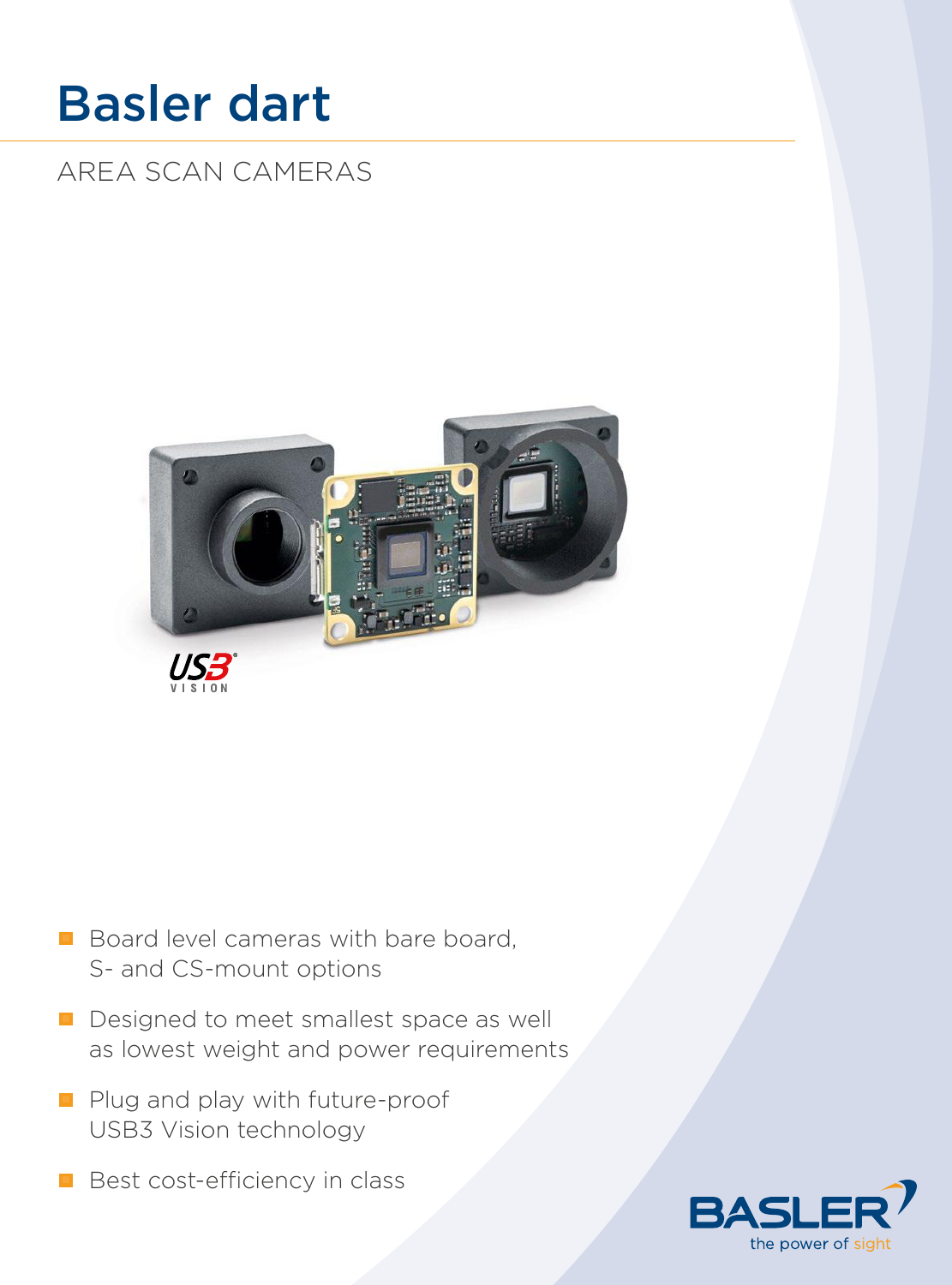# Basler dart

## AREA SCAN CAMERAS

- Board level cameras with bare board, S- and CS-mount options
- Designed to meet smallest space as well as lowest weight and power requirements
- Plug and play with future-proof USB3 Vision technology
- Best cost-efficiency in class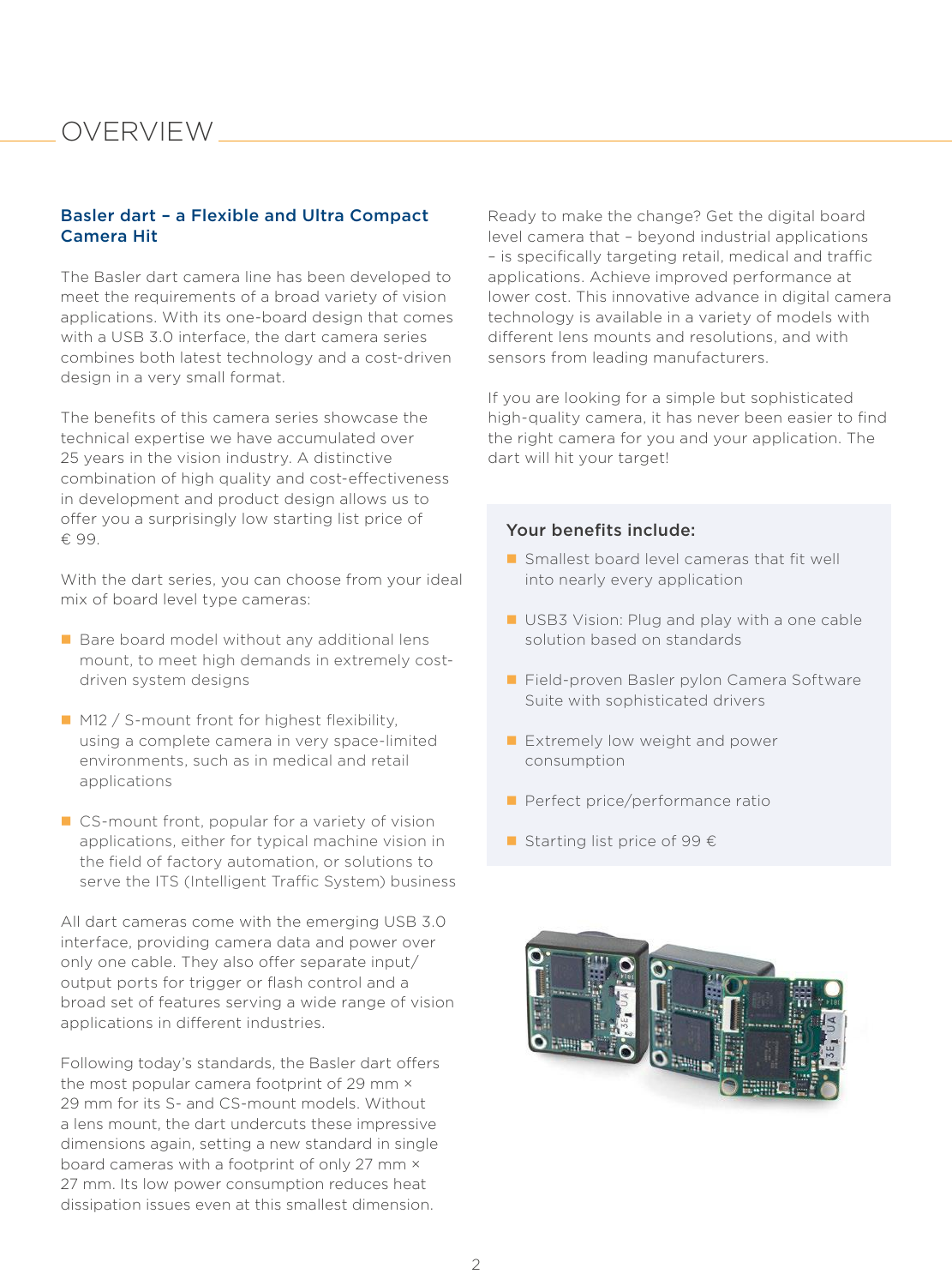# OVERVIEW

## Basler dart – a Flexible and Ultra Compact Camera Hit

The Basler dart camera line has been developed to meet the requirements of a broad variety of vision applications. With its one-board design that comes with a USB 3.0 interface, the dart camera series combines both latest technology and a cost-driven design in a very small format.

The benefits of this camera series showcase the technical expertise we have accumulated over 25 years in the vision industry. A distinctive combination of high quality and cost-effectiveness in development and product design allows us to offer you a surprisingly low starting list price of € 99.

With the dart series, you can choose from your ideal mix of board level type cameras:

- Bare board model without any additional lens mount, to meet high demands in extremely cost-driven system designs
- M12 / S-mount front for highest flexibility, using a complete camera in very space-limited environments, such as in medical and retail applications
- CS-mount front, popular for a variety of vision applications, either for typical machine vision in the field of factory automation, or solutions to serve the ITS (Intelligent Traffic System) business

All dart cameras come with the emerging USB 3.0 interface, providing camera data and power over only one cable. They also offer separate input/output ports for trigger or flash control and a broad set of features serving a wide range of vision applications in different industries.

Following today's standards, the Basler dart offers the most popular camera footprint of 29 mm × 29 mm for its S- and CS-mount models. Without a lens mount, the dart undercuts these impressive dimensions again, setting a new standard in single board cameras with a footprint of only 27 mm × 27 mm. Its low power consumption reduces heat dissipation issues even at this smallest dimension.

Ready to make the change? Get the digital board level camera that – beyond industrial applications – is specifically targeting retail, medical and traffic applications. Achieve improved performance at lower cost. This innovative advance in digital camera technology is available in a variety of models with different lens mounts and resolutions, and with sensors from leading manufacturers.

If you are looking for a simple but sophisticated high-quality camera, it has never been easier to find the right camera for you and your application. The dart will hit your target!

### Your benefits include:

- Smallest board level cameras that fit well into nearly every application
- USB3 Vision: Plug and play with a one cable solution based on standards
- Field-proven Basler pylon Camera Software Suite with sophisticated drivers
- Extremely low weight and power consumption
- Perfect price/performance ratio
- Starting list price of 99 €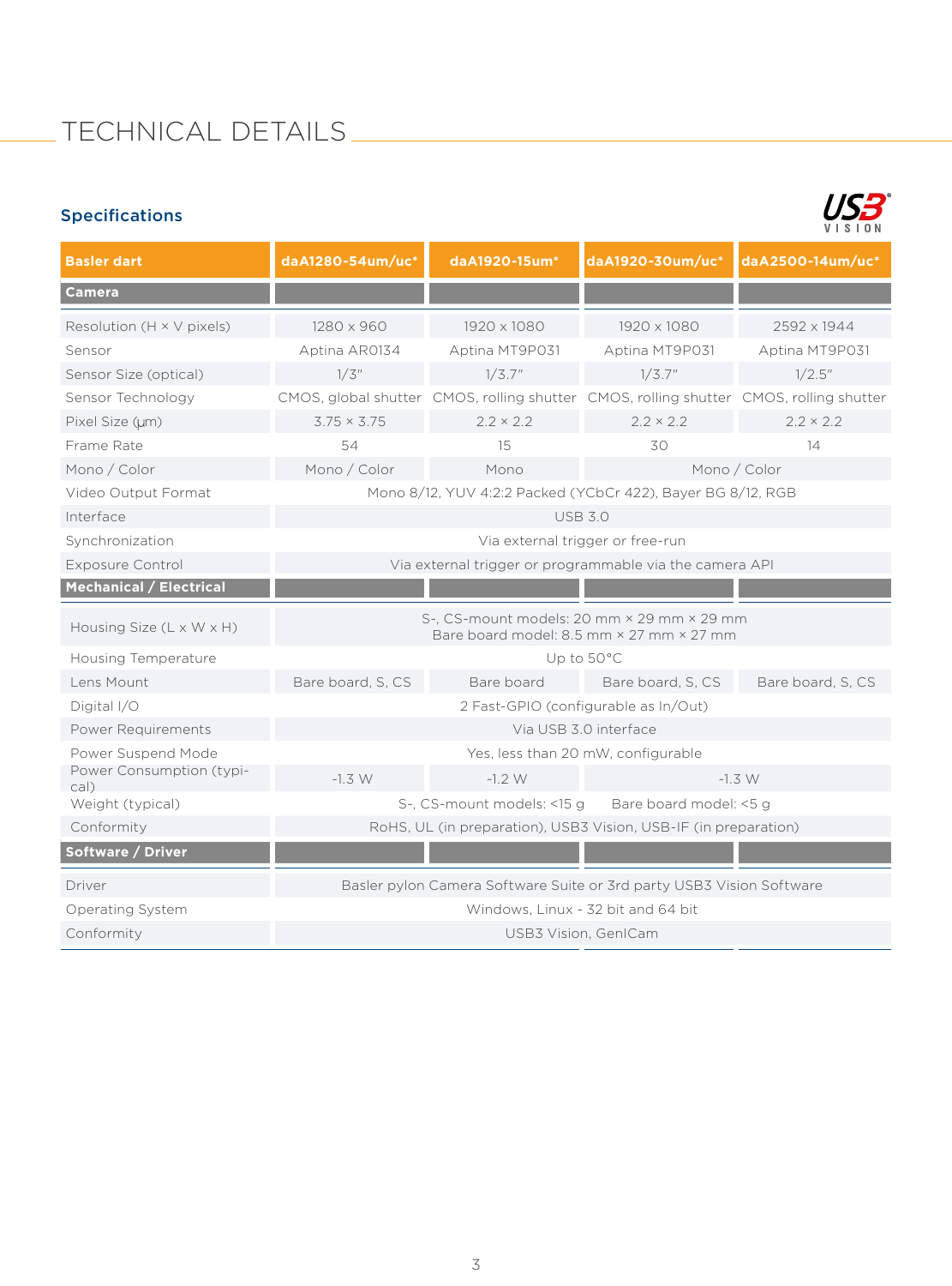# TECHNICAL DETAILS

## Specifications

| Basler dart | daA1280-54um/uc* | daA1920-15um* | daA1920-30um/uc* | daA2500-14um/uc* |
|---|---|---|---|---|
| **Camera** | | | | |
| Resolution (H × V pixels) | 1280 x 960 | 1920 x 1080 | 1920 x 1080 | 2592 x 1944 |
| Sensor | Aptina AR0134 | Aptina MT9P031 | Aptina MT9P031 | Aptina MT9P031 |
| Sensor Size (optical) | 1/3" | 1/3.7" | 1/3.7" | 1/2.5" |
| Sensor Technology | CMOS, global shutter | CMOS, rolling shutter | CMOS, rolling shutter | CMOS, rolling shutter |
| Pixel Size (µm) | 3.75 × 3.75 | 2.2 × 2.2 | 2.2 × 2.2 | 2.2 × 2.2 |
| Frame Rate | 54 | 15 | 30 | 14 |
| Mono / Color | Mono / Color | Mono | Mono / Color | |
| Video Output Format | Mono 8/12, YUV 4:2:2 Packed (YCbCr 422), Bayer BG 8/12, RGB | | | |
| Interface | USB 3.0 | | | |
| Synchronization | Via external trigger or free-run | | | |
| Exposure Control | Via external trigger or programmable via the camera API | | | |
| **Mechanical / Electrical** | | | | |
| Housing Size (L x W x H) | S-, CS-mount models: 20 mm × 29 mm × 29 mm<br>Bare board model: 8.5 mm × 27 mm × 27 mm | | | |
| Housing Temperature | Up to 50°C | | | |
| Lens Mount | Bare board, S, CS | Bare board | Bare board, S, CS | Bare board, S, CS |
| Digital I/O | 2 Fast-GPIO (configurable as In/Out) | | | |
| Power Requirements | Via USB 3.0 interface | | | |
| Power Suspend Mode | Yes, less than 20 mW, configurable | | | |
| Power Consumption (typical) | ~1.3 W | ~1.2 W | ~1.3 W | |
| Weight (typical) | S-, CS-mount models: <15 g Bare board model: <5 g | | | |
| Conformity | RoHS, UL (in preparation), USB3 Vision, USB-IF (in preparation) | | | |
| **Software / Driver** | | | | |
| Driver | Basler pylon Camera Software Suite or 3rd party USB3 Vision Software | | | |
| Operating System | Windows, Linux - 32 bit and 64 bit | | | |
| Conformity | USB3 Vision, GenICam | | | |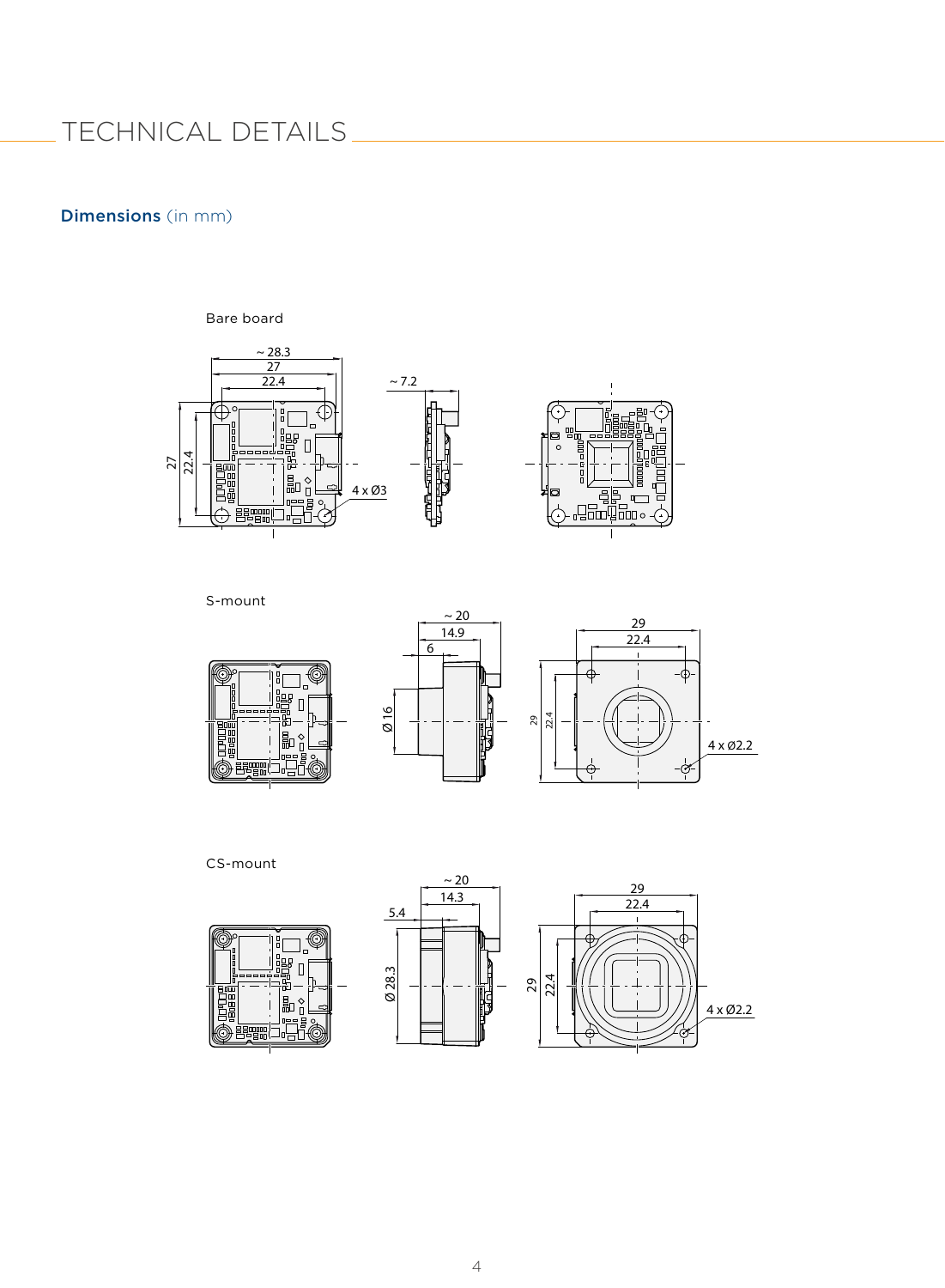# TECHNICAL DETAILS

## Dimensions (in mm)

Bare board

~ 28.3
27
22.4
27
22.4
~ 7.2
4 x Ø3

S-mount

~ 20
14.9
6
Ø 16
29
22.4
29
22.4
4 x Ø2.2

CS-mount

~ 20
14.3
5.4
Ø 28.3
29
22.4
29
22.4
4 x Ø2.2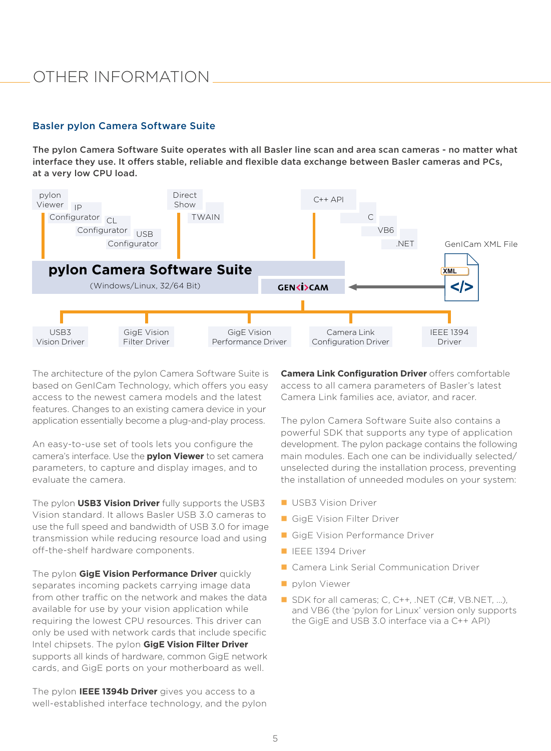# OTHER INFORMATION

## Basler pylon Camera Software Suite

**The pylon Camera Software Suite operates with all Basler line scan and area scan cameras - no matter what interface they use. It offers stable, reliable and flexible data exchange between Basler cameras and PCs, at a very low CPU load.**

pylon Viewer | IP Configurator | CL Configurator | USB Configurator | Direct Show | TWAIN | C++ API | C | VB6 | .NET | GenICam XML File

**pylon Camera Software Suite**
(Windows/Linux, 32/64 Bit)

GEN<i>CAM

XML </>

USB3 Vision Driver | GigE Vision Filter Driver | GigE Vision Performance Driver | Camera Link Configuration Driver | IEEE 1394 Driver

The architecture of the pylon Camera Software Suite is based on GenICam Technology, which offers you easy access to the newest camera models and the latest features. Changes to an existing camera device in your application essentially become a plug-and-play process.

An easy-to-use set of tools lets you configure the camera's interface. Use the **pylon Viewer** to set camera parameters, to capture and display images, and to evaluate the camera.

The pylon **USB3 Vision Driver** fully supports the USB3 Vision standard. It allows Basler USB 3.0 cameras to use the full speed and bandwidth of USB 3.0 for image transmission while reducing resource load and using off-the-shelf hardware components.

The pylon **GigE Vision Performance Driver** quickly separates incoming packets carrying image data from other traffic on the network and makes the data available for use by your vision application while requiring the lowest CPU resources. This driver can only be used with network cards that include specific Intel chipsets. The pylon **GigE Vision Filter Driver** supports all kinds of hardware, common GigE network cards, and GigE ports on your motherboard as well.

The pylon **IEEE 1394b Driver** gives you access to a well-established interface technology, and the pylon **Camera Link Configuration Driver** offers comfortable access to all camera parameters of Basler's latest Camera Link families ace, aviator, and racer.

The pylon Camera Software Suite also contains a powerful SDK that supports any type of application development. The pylon package contains the following main modules. Each one can be individually selected/ unselected during the installation process, preventing the installation of unneeded modules on your system:

- USB3 Vision Driver
- GigE Vision Filter Driver
- GigE Vision Performance Driver
- IEEE 1394 Driver
- Camera Link Serial Communication Driver
- pylon Viewer
- SDK for all cameras; C, C++, .NET (C#, VB.NET, ...), and VB6 (the 'pylon for Linux' version only supports the GigE and USB 3.0 interface via a C++ API)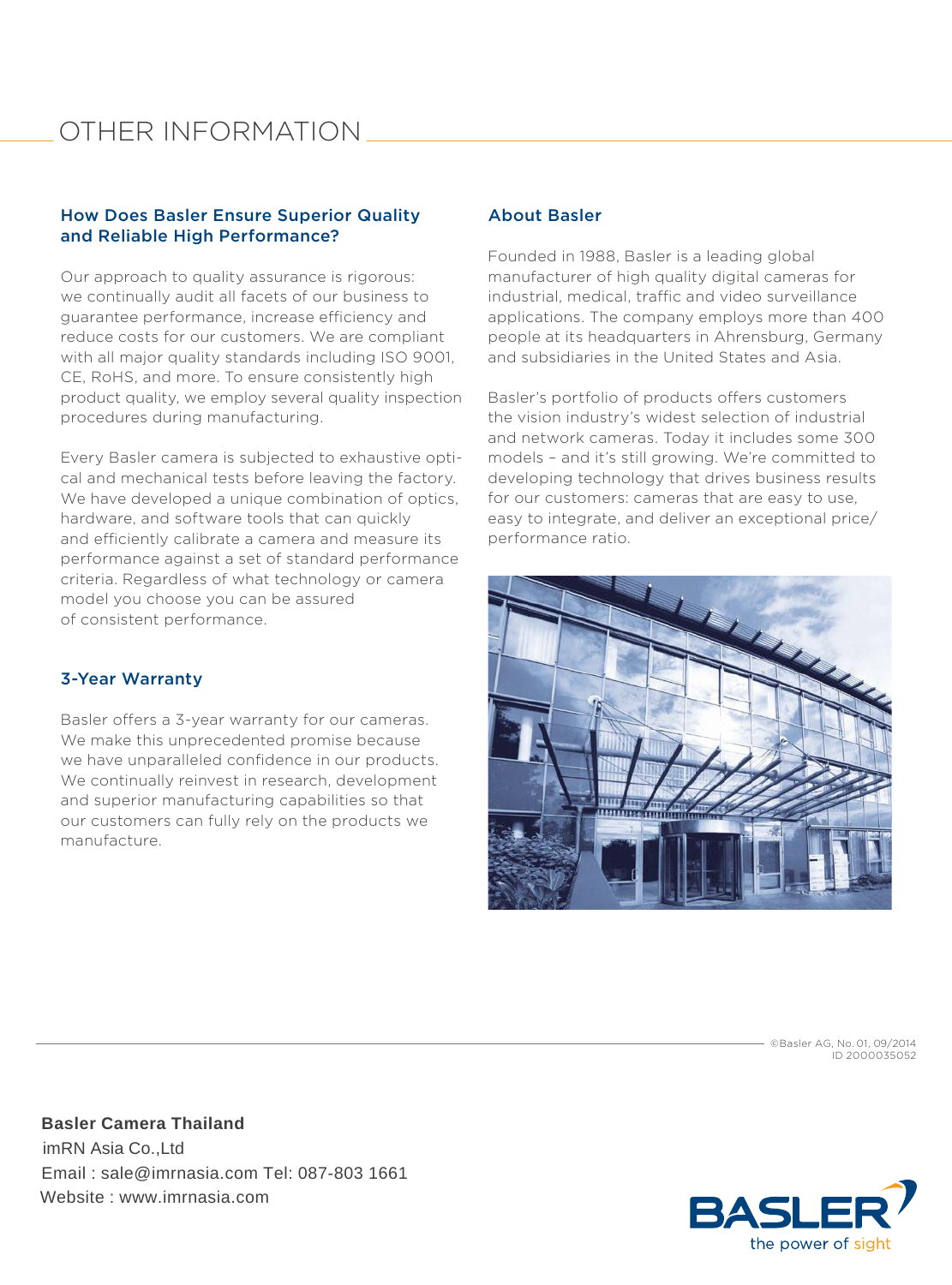# OTHER INFORMATION

## How Does Basler Ensure Superior Quality and Reliable High Performance?

Our approach to quality assurance is rigorous: we continually audit all facets of our business to guarantee performance, increase efficiency and reduce costs for our customers. We are compliant with all major quality standards including ISO 9001, CE, RoHS, and more. To ensure consistently high product quality, we employ several quality inspection procedures during manufacturing.

Every Basler camera is subjected to exhaustive optical and mechanical tests before leaving the factory. We have developed a unique combination of optics, hardware, and software tools that can quickly and efficiently calibrate a camera and measure its performance against a set of standard performance criteria. Regardless of what technology or camera model you choose you can be assured of consistent performance.

## 3-Year Warranty

Basler offers a 3-year warranty for our cameras. We make this unprecedented promise because we have unparalleled confidence in our products. We continually reinvest in research, development and superior manufacturing capabilities so that our customers can fully rely on the products we manufacture.

## About Basler

Founded in 1988, Basler is a leading global manufacturer of high quality digital cameras for industrial, medical, traffic and video surveillance applications. The company employs more than 400 people at its headquarters in Ahrensburg, Germany and subsidiaries in the United States and Asia.

Basler's portfolio of products offers customers the vision industry's widest selection of industrial and network cameras. Today it includes some 300 models – and it's still growing. We're committed to developing technology that drives business results for our customers: cameras that are easy to use, easy to integrate, and deliver an exceptional price/performance ratio.

©Basler AG, No. 01, 09/2014
ID 2000035052

**Basler Camera Thailand**
imRN Asia Co.,Ltd
Email : sale@imrnasia.com Tel: 087-803 1661
Website : www.imrnasia.com

BASLER
the power of sight